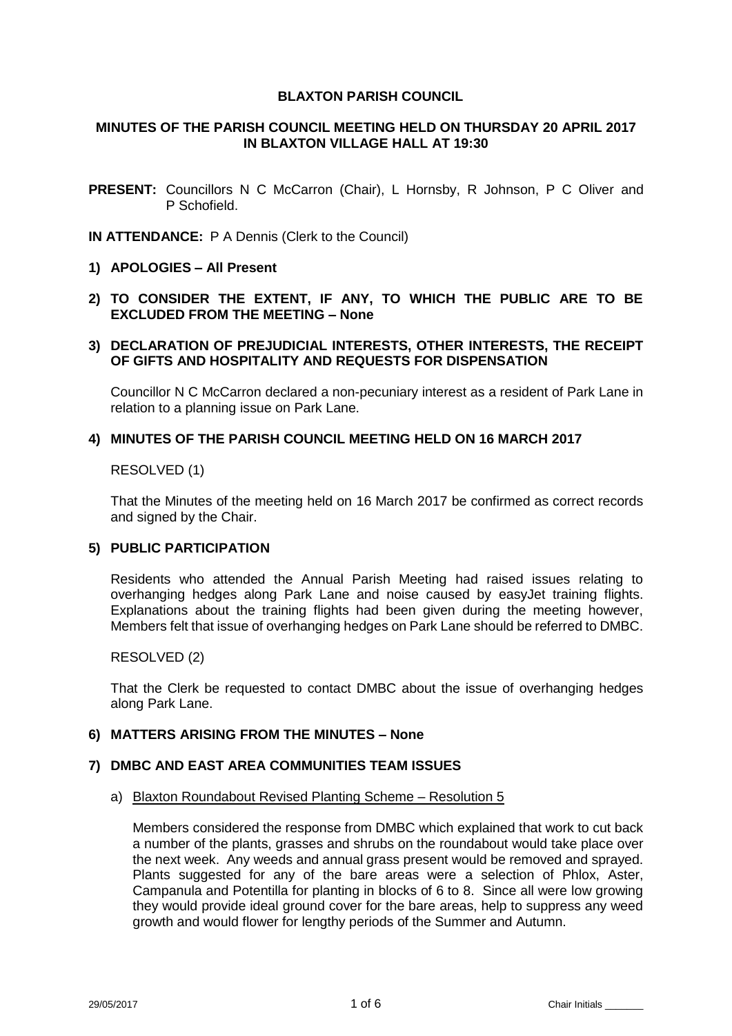# BLAXTON PARISH COUNCIL

## MINUTES OF THE PARISH COUNCIL MEETING HELD ON THURSDAY 20 APRIL 2017 IN BLAXTON VILLAGE HALL AT 19:30

**PRESENT:** Councillors N C McCarron (Chair), L Hornsby, R Johnson, P C Oliver and P Schofield.

**IN ATTENDANCE:** P A Dennis (Clerk to the Council)

### 1) APOLOGIES – All Present

### 2) TO CONSIDER THE EXTENT, IF ANY, TO WHICH THE PUBLIC ARE TO BE EXCLUDED FROM THE MEETING – None

### 3) DECLARATION OF PREJUDICIAL INTERESTS, OTHER INTERESTS, THE RECEIPT OF GIFTS AND HOSPITALITY AND REQUESTS FOR DISPENSATION

Councillor N C McCarron declared a non-pecuniary interest as a resident of Park Lane in relation to a planning issue on Park Lane.

### 4) MINUTES OF THE PARISH COUNCIL MEETING HELD ON 16 MARCH 2017

RESOLVED (1)

That the Minutes of the meeting held on 16 March 2017 be confirmed as correct records and signed by the Chair.

### 5) PUBLIC PARTICIPATION

Residents who attended the Annual Parish Meeting had raised issues relating to overhanging hedges along Park Lane and noise caused by easyJet training flights. Explanations about the training flights had been given during the meeting however, Members felt that issue of overhanging hedges on Park Lane should be referred to DMBC.

RESOLVED (2)

That the Clerk be requested to contact DMBC about the issue of overhanging hedges along Park Lane.

### 6) MATTERS ARISING FROM THE MINUTES – None

### 7) DMBC AND EAST AREA COMMUNITIES TEAM ISSUES

a) Blaxton Roundabout Revised Planting Scheme – Resolution 5

Members considered the response from DMBC which explained that work to cut back a number of the plants, grasses and shrubs on the roundabout would take place over the next week. Any weeds and annual grass present would be removed and sprayed. Plants suggested for any of the bare areas were a selection of Phlox, Aster, Campanula and Potentilla for planting in blocks of 6 to 8. Since all were low growing they would provide ideal ground cover for the bare areas, help to suppress any weed growth and would flower for lengthy periods of the Summer and Autumn.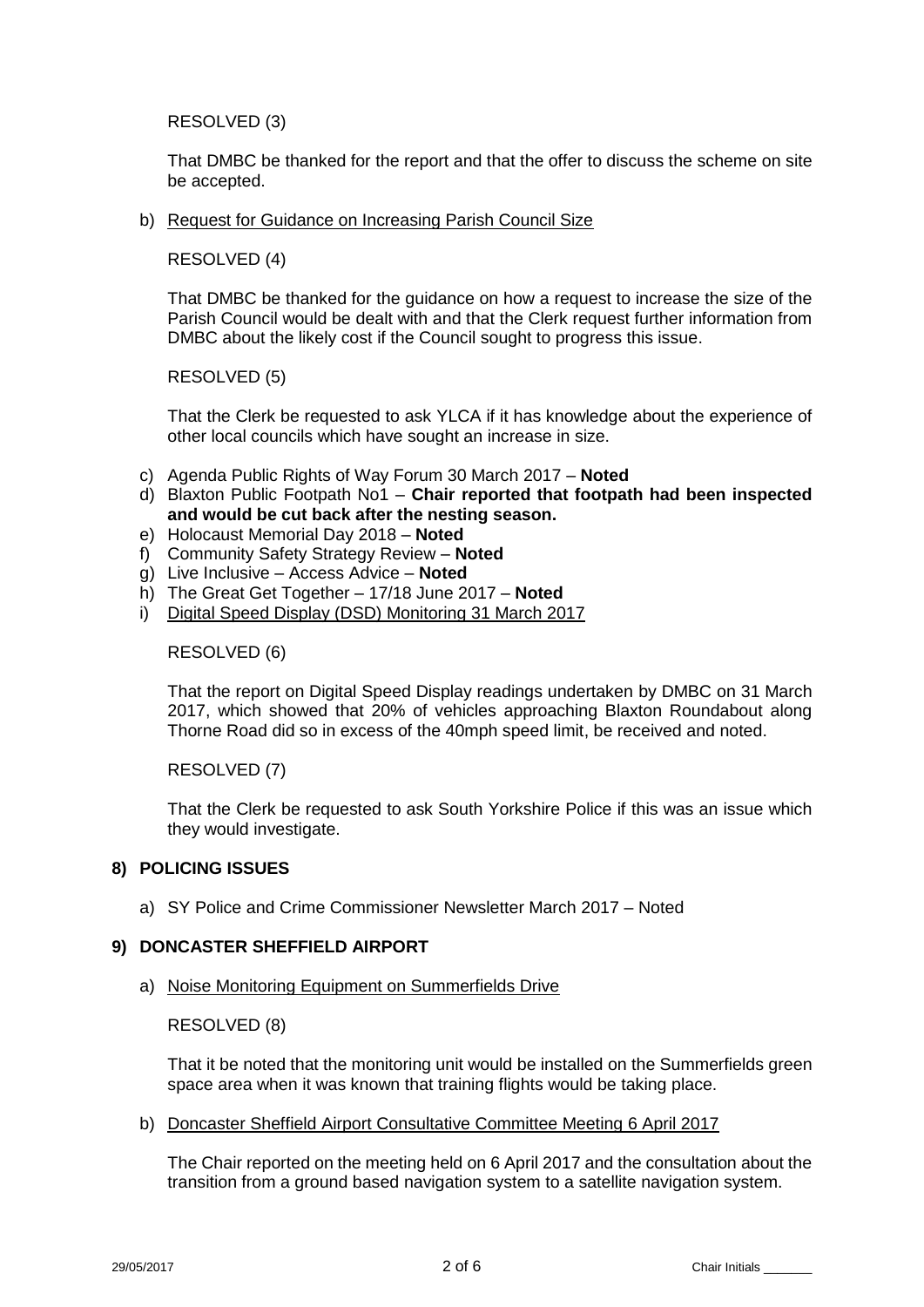RESOLVED (3)

That DMBC be thanked for the report and that the offer to discuss the scheme on site be accepted.

b) Request for Guidance on Increasing Parish Council Size

RESOLVED (4)

That DMBC be thanked for the guidance on how a request to increase the size of the Parish Council would be dealt with and that the Clerk request further information from DMBC about the likely cost if the Council sought to progress this issue.

RESOLVED (5)

That the Clerk be requested to ask YLCA if it has knowledge about the experience of other local councils which have sought an increase in size.

c) Agenda Public Rights of Way Forum 30 March 2017 – **Noted**
d) Blaxton Public Footpath No1 – **Chair reported that footpath had been inspected and would be cut back after the nesting season.**
e) Holocaust Memorial Day 2018 – **Noted**
f) Community Safety Strategy Review – **Noted**
g) Live Inclusive – Access Advice – **Noted**
h) The Great Get Together – 17/18 June 2017 – **Noted**
i) Digital Speed Display (DSD) Monitoring 31 March 2017

RESOLVED (6)

That the report on Digital Speed Display readings undertaken by DMBC on 31 March 2017, which showed that 20% of vehicles approaching Blaxton Roundabout along Thorne Road did so in excess of the 40mph speed limit, be received and noted.

RESOLVED (7)

That the Clerk be requested to ask South Yorkshire Police if this was an issue which they would investigate.

## 8) POLICING ISSUES

a) SY Police and Crime Commissioner Newsletter March 2017 – Noted

## 9) DONCASTER SHEFFIELD AIRPORT

a) Noise Monitoring Equipment on Summerfields Drive

RESOLVED (8)

That it be noted that the monitoring unit would be installed on the Summerfields green space area when it was known that training flights would be taking place.

b) Doncaster Sheffield Airport Consultative Committee Meeting 6 April 2017

The Chair reported on the meeting held on 6 April 2017 and the consultation about the transition from a ground based navigation system to a satellite navigation system.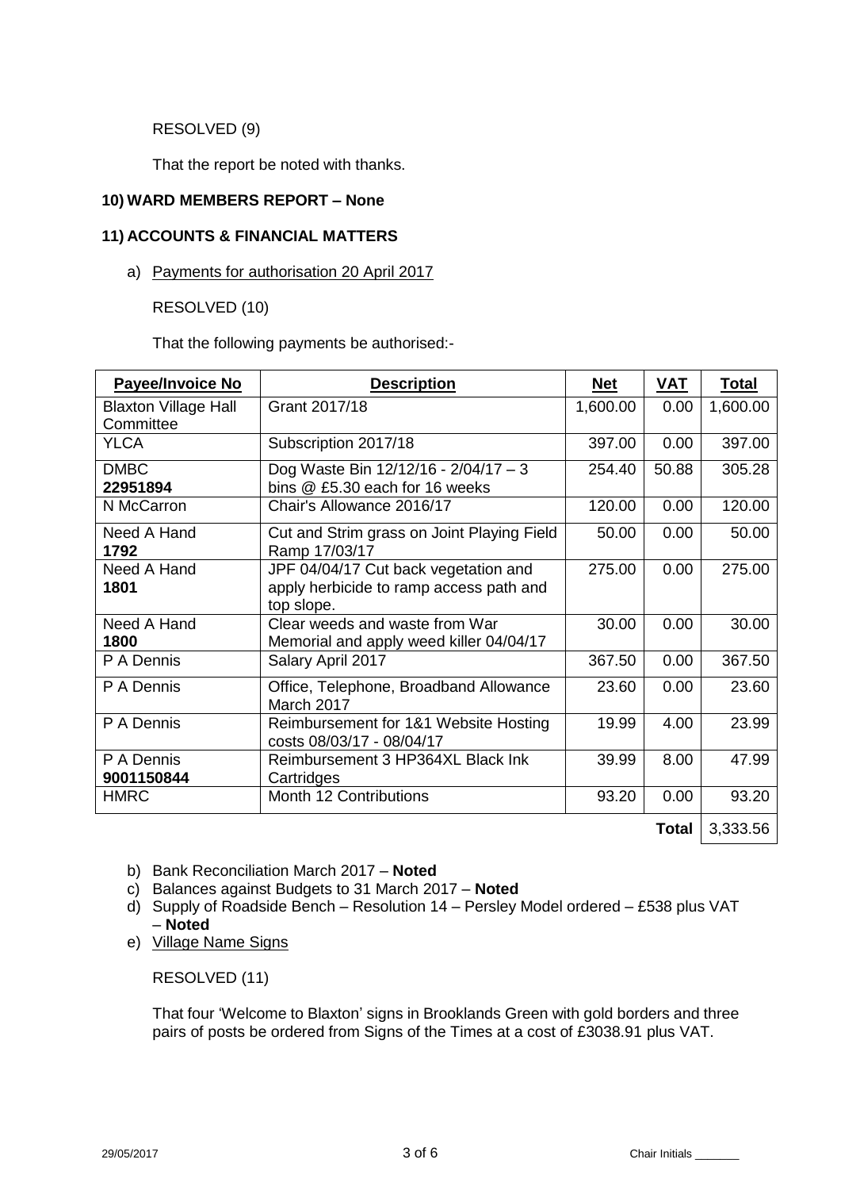RESOLVED (9)

That the report be noted with thanks.

**10) WARD MEMBERS REPORT – None**

**11) ACCOUNTS & FINANCIAL MATTERS**

a) Payments for authorisation 20 April 2017

RESOLVED (10)

That the following payments be authorised:-

| **Payee/Invoice No** | **Description** | **Net** | **VAT** | **Total** |
|---|---|---|---|---|
| Blaxton Village Hall Committee | Grant 2017/18 | 1,600.00 | 0.00 | 1,600.00 |
| YLCA | Subscription 2017/18 | 397.00 | 0.00 | 397.00 |
| DMBC **22951894** | Dog Waste Bin 12/12/16 - 2/04/17 – 3 bins @ £5.30 each for 16 weeks | 254.40 | 50.88 | 305.28 |
| N McCarron | Chair's Allowance 2016/17 | 120.00 | 0.00 | 120.00 |
| Need A Hand **1792** | Cut and Strim grass on Joint Playing Field Ramp 17/03/17 | 50.00 | 0.00 | 50.00 |
| Need A Hand **1801** | JPF 04/04/17 Cut back vegetation and apply herbicide to ramp access path and top slope. | 275.00 | 0.00 | 275.00 |
| Need A Hand **1800** | Clear weeds and waste from War Memorial and apply weed killer 04/04/17 | 30.00 | 0.00 | 30.00 |
| P A Dennis | Salary April 2017 | 367.50 | 0.00 | 367.50 |
| P A Dennis | Office, Telephone, Broadband Allowance March 2017 | 23.60 | 0.00 | 23.60 |
| P A Dennis | Reimbursement for 1&1 Website Hosting costs 08/03/17 - 08/04/17 | 19.99 | 4.00 | 23.99 |
| P A Dennis **9001150844** | Reimbursement 3 HP364XL Black Ink Cartridges | 39.99 | 8.00 | 47.99 |
| HMRC | Month 12 Contributions | 93.20 | 0.00 | 93.20 |
| | | | **Total** | 3,333.56 |

b) Bank Reconciliation March 2017 – **Noted**

c) Balances against Budgets to 31 March 2017 – **Noted**

d) Supply of Roadside Bench – Resolution 14 – Persley Model ordered – £538 plus VAT – **Noted**

e) Village Name Signs

RESOLVED (11)

That four 'Welcome to Blaxton' signs in Brooklands Green with gold borders and three pairs of posts be ordered from Signs of the Times at a cost of £3038.91 plus VAT.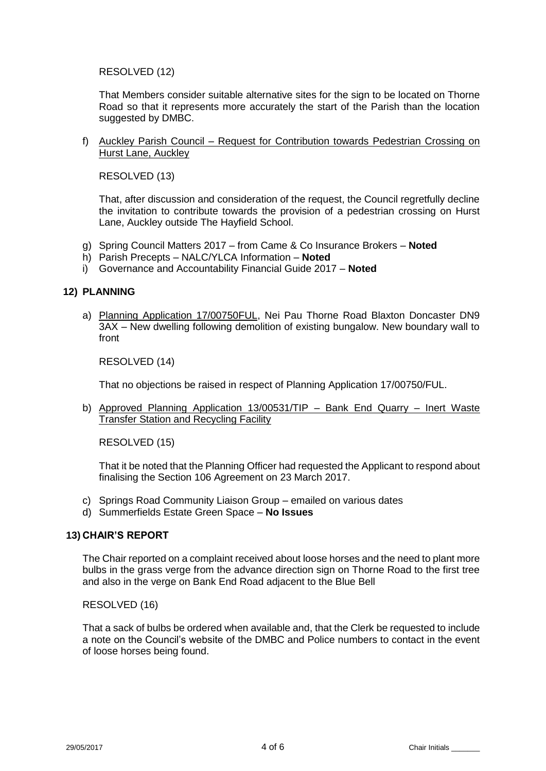RESOLVED (12)

That Members consider suitable alternative sites for the sign to be located on Thorne Road so that it represents more accurately the start of the Parish than the location suggested by DMBC.

f) Auckley Parish Council – Request for Contribution towards Pedestrian Crossing on Hurst Lane, Auckley

RESOLVED (13)

That, after discussion and consideration of the request, the Council regretfully decline the invitation to contribute towards the provision of a pedestrian crossing on Hurst Lane, Auckley outside The Hayfield School.

g) Spring Council Matters 2017 – from Came & Co Insurance Brokers – **Noted**
h) Parish Precepts – NALC/YLCA Information – **Noted**
i) Governance and Accountability Financial Guide 2017 – **Noted**

## 12) PLANNING

a) Planning Application 17/00750FUL, Nei Pau Thorne Road Blaxton Doncaster DN9 3AX – New dwelling following demolition of existing bungalow. New boundary wall to front

RESOLVED (14)

That no objections be raised in respect of Planning Application 17/00750/FUL.

b) Approved Planning Application 13/00531/TIP – Bank End Quarry – Inert Waste Transfer Station and Recycling Facility

RESOLVED (15)

That it be noted that the Planning Officer had requested the Applicant to respond about finalising the Section 106 Agreement on 23 March 2017.

c) Springs Road Community Liaison Group – emailed on various dates
d) Summerfields Estate Green Space – **No Issues**

## 13) CHAIR'S REPORT

The Chair reported on a complaint received about loose horses and the need to plant more bulbs in the grass verge from the advance direction sign on Thorne Road to the first tree and also in the verge on Bank End Road adjacent to the Blue Bell

RESOLVED (16)

That a sack of bulbs be ordered when available and, that the Clerk be requested to include a note on the Council's website of the DMBC and Police numbers to contact in the event of loose horses being found.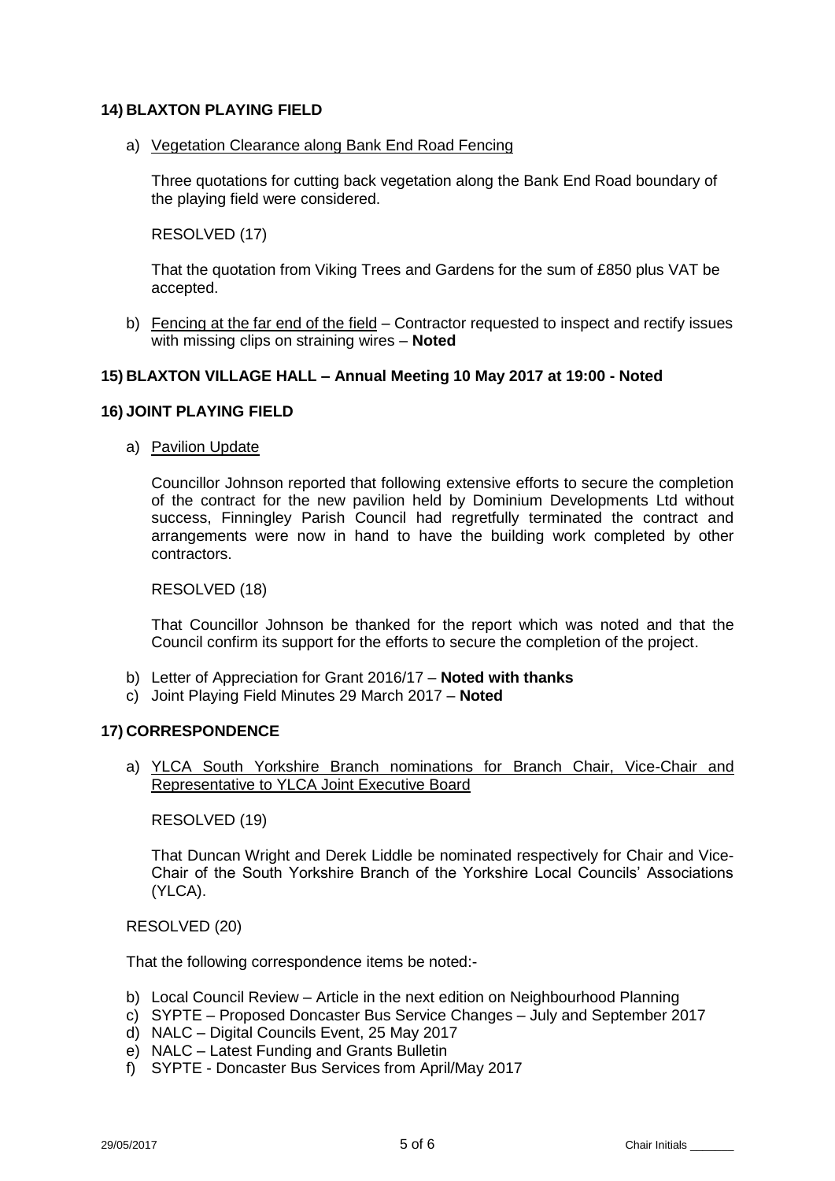**14) BLAXTON PLAYING FIELD**

a) Vegetation Clearance along Bank End Road Fencing

Three quotations for cutting back vegetation along the Bank End Road boundary of the playing field were considered.

RESOLVED (17)

That the quotation from Viking Trees and Gardens for the sum of £850 plus VAT be accepted.

b) Fencing at the far end of the field – Contractor requested to inspect and rectify issues with missing clips on straining wires – **Noted**

**15) BLAXTON VILLAGE HALL – Annual Meeting 10 May 2017 at 19:00 - Noted**

**16) JOINT PLAYING FIELD**

a) Pavilion Update

Councillor Johnson reported that following extensive efforts to secure the completion of the contract for the new pavilion held by Dominium Developments Ltd without success, Finningley Parish Council had regretfully terminated the contract and arrangements were now in hand to have the building work completed by other contractors.

RESOLVED (18)

That Councillor Johnson be thanked for the report which was noted and that the Council confirm its support for the efforts to secure the completion of the project.

b) Letter of Appreciation for Grant 2016/17 – **Noted with thanks**
c) Joint Playing Field Minutes 29 March 2017 – **Noted**

**17) CORRESPONDENCE**

a) YLCA South Yorkshire Branch nominations for Branch Chair, Vice-Chair and Representative to YLCA Joint Executive Board

RESOLVED (19)

That Duncan Wright and Derek Liddle be nominated respectively for Chair and Vice-Chair of the South Yorkshire Branch of the Yorkshire Local Councils' Associations (YLCA).

RESOLVED (20)

That the following correspondence items be noted:-

b) Local Council Review – Article in the next edition on Neighbourhood Planning
c) SYPTE – Proposed Doncaster Bus Service Changes – July and September 2017
d) NALC – Digital Councils Event, 25 May 2017
e) NALC – Latest Funding and Grants Bulletin
f) SYPTE - Doncaster Bus Services from April/May 2017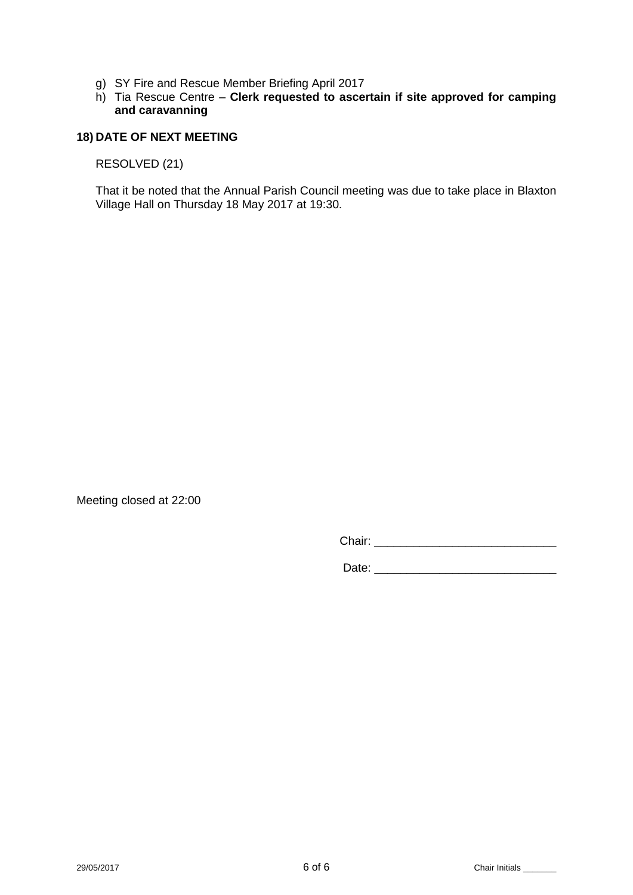g) SY Fire and Rescue Member Briefing April 2017
h) Tia Rescue Centre – **Clerk requested to ascertain if site approved for camping and caravanning**

**18) DATE OF NEXT MEETING**

RESOLVED (21)

That it be noted that the Annual Parish Council meeting was due to take place in Blaxton Village Hall on Thursday 18 May 2017 at 19:30.

Meeting closed at 22:00

Chair: ___________________________

Date: ___________________________

29/05/2017 Chair Initials _______